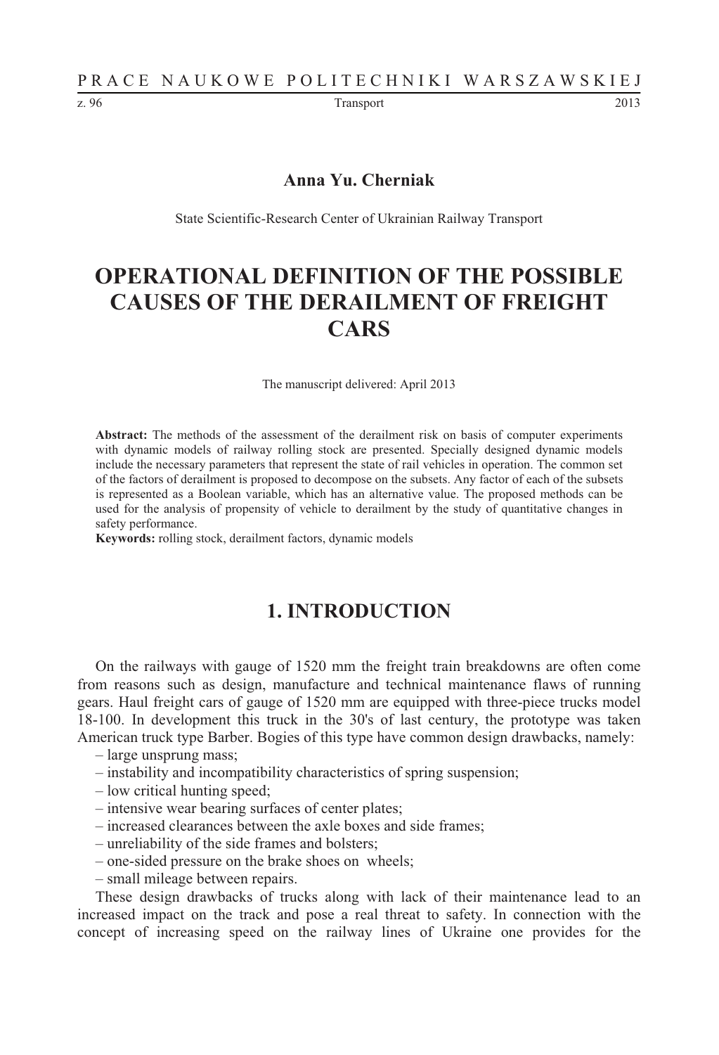**Anna Yu. Cherniak**

State Scientific-Research Center of Ukrainian Railway Transport

# OPERATIONAL DEFINITION OF THE POSSIBLE CAUSES OF THE DERAILMENT OF FREIGHT CARS

The manuscript delivered: April 2013

**Abstract:** The methods of the assessment of the derailment risk on basis of computer experiments with dynamic models of railway rolling stock are presented. Specially designed dynamic models include the necessary parameters that represent the state of rail vehicles in operation. The common set of the factors of derailment is proposed to decompose on the subsets. Any factor of each of the subsets is represented as a Boolean variable, which has an alternative value. The proposed methods can be used for the analysis of propensity of vehicle to derailment by the study of quantitative changes in safety performance.

**Keywords:** rolling stock, derailment factors, dynamic models

## 1. INTRODUCTION

On the railways with gauge of 1520 mm the freight train breakdowns are often come from reasons such as design, manufacture and technical maintenance flaws of running gears. Haul freight cars of gauge of 1520 mm are equipped with three-piece trucks model 18-100. In development this truck in the 30's of last century, the prototype was taken American truck type Barber. Bogies of this type have common design drawbacks, namely:

- large unsprung mass;
- instability and incompatibility characteristics of spring suspension;
- low critical hunting speed;
- intensive wear bearing surfaces of center plates;
- increased clearances between the axle boxes and side frames;
- unreliability of the side frames and bolsters;
- one-sided pressure on the brake shoes on wheels;
- small mileage between repairs.

These design drawbacks of trucks along with lack of their maintenance lead to an increased impact on the track and pose a real threat to safety. In connection with the concept of increasing speed on the railway lines of Ukraine one provides for the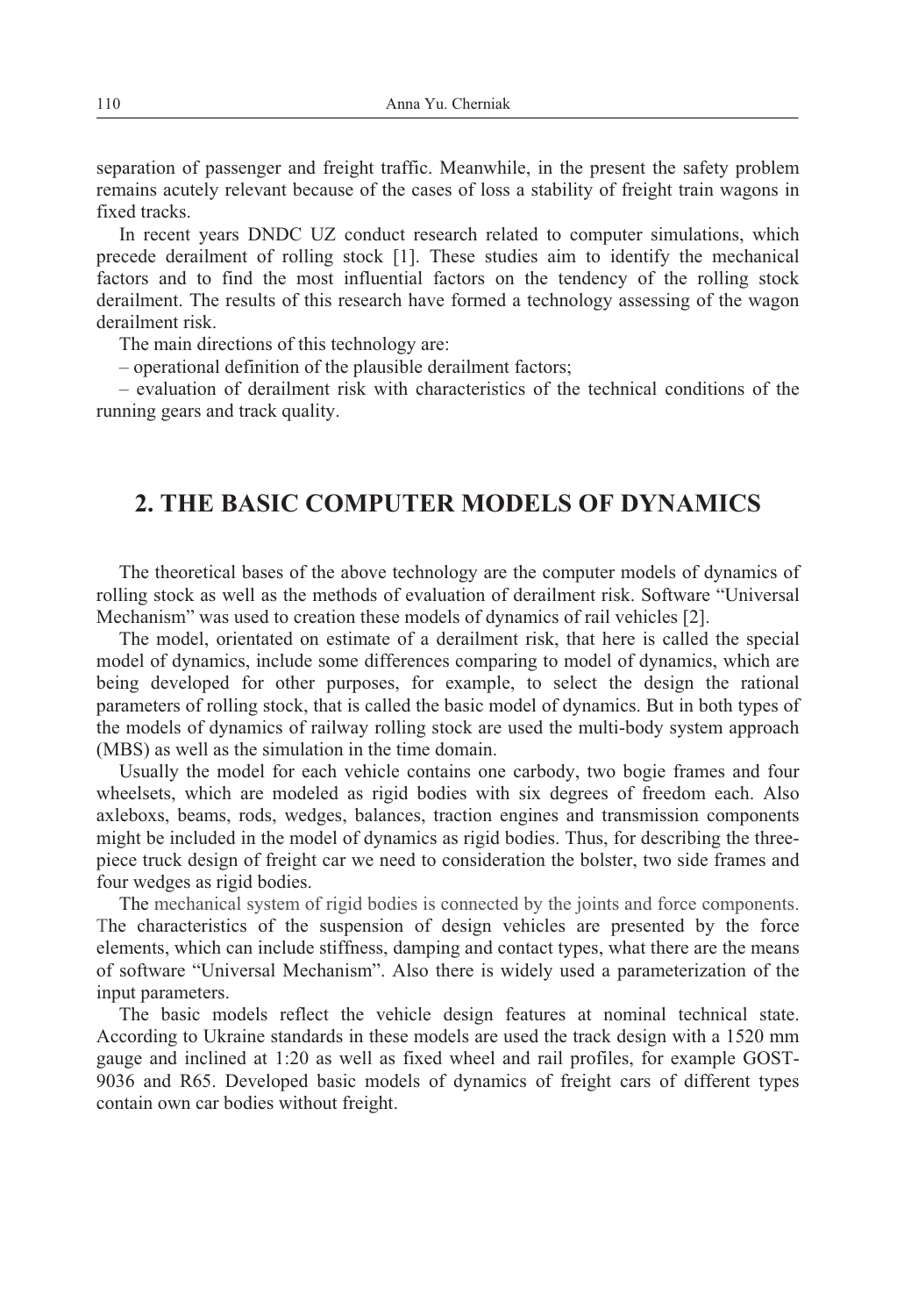separation of passenger and freight traffic. Meanwhile, in the present the safety problem remains acutely relevant because of the cases of loss a stability of freight train wagons in fixed tracks.

In recent years DNDC UZ conduct research related to computer simulations, which precede derailment of rolling stock [1]. These studies aim to identify the mechanical factors and to find the most influential factors on the tendency of the rolling stock derailment. The results of this research have formed a technology assessing of the wagon derailment risk.

The main directions of this technology are:

– operational definition of the plausible derailment factors;

– evaluation of derailment risk with characteristics of the technical conditions of the running gears and track quality.

## 2. THE BASIC COMPUTER MODELS OF DYNAMICS

The theoretical bases of the above technology are the computer models of dynamics of rolling stock as well as the methods of evaluation of derailment risk. Software "Universal Mechanism" was used to creation these models of dynamics of rail vehicles [2].

The model, orientated on estimate of a derailment risk, that here is called the special model of dynamics, include some differences comparing to model of dynamics, which are being developed for other purposes, for example, to select the design the rational parameters of rolling stock, that is called the basic model of dynamics. But in both types of the models of dynamics of railway rolling stock are used the multi-body system approach (MBS) as well as the simulation in the time domain.

Usually the model for each vehicle contains one carbody, two bogie frames and four wheelsets, which are modeled as rigid bodies with six degrees of freedom each. Also axleboxs, beams, rods, wedges, balances, traction engines and transmission components might be included in the model of dynamics as rigid bodies. Thus, for describing the three-piece truck design of freight car we need to consideration the bolster, two side frames and four wedges as rigid bodies.

The mechanical system of rigid bodies is connected by the joints and force components. The characteristics of the suspension of design vehicles are presented by the force elements, which can include stiffness, damping and contact types, what there are the means of software "Universal Mechanism". Also there is widely used a parameterization of the input parameters.

The basic models reflect the vehicle design features at nominal technical state. According to Ukraine standards in these models are used the track design with a 1520 mm gauge and inclined at 1:20 as well as fixed wheel and rail profiles, for example GOST-9036 and R65. Developed basic models of dynamics of freight cars of different types contain own car bodies without freight.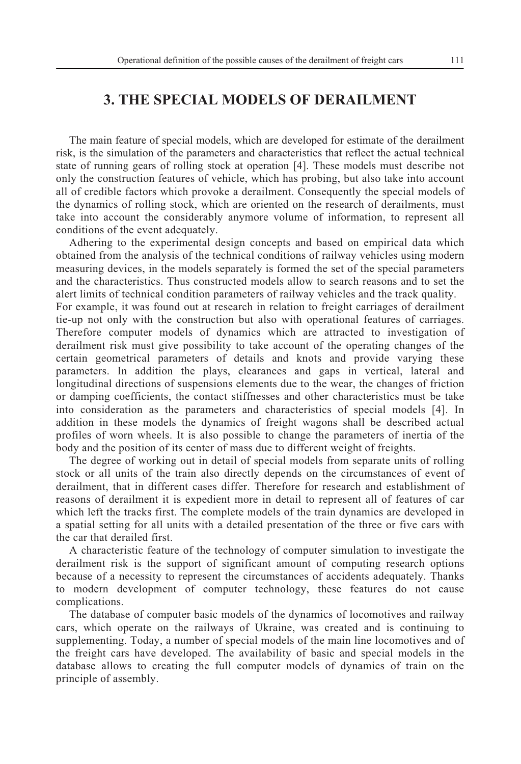# 3. THE SPECIAL MODELS OF DERAILMENT

The main feature of special models, which are developed for estimate of the derailment risk, is the simulation of the parameters and characteristics that reflect the actual technical state of running gears of rolling stock at operation [4]. These models must describe not only the construction features of vehicle, which has probing, but also take into account all of credible factors which provoke a derailment. Consequently the special models of the dynamics of rolling stock, which are oriented on the research of derailments, must take into account the considerably anymore volume of information, to represent all conditions of the event adequately.

Adhering to the experimental design concepts and based on empirical data which obtained from the analysis of the technical conditions of railway vehicles using modern measuring devices, in the models separately is formed the set of the special parameters and the characteristics. Thus constructed models allow to search reasons and to set the alert limits of technical condition parameters of railway vehicles and the track quality.
For example, it was found out at research in relation to freight carriages of derailment tie-up not only with the construction but also with operational features of carriages. Therefore computer models of dynamics which are attracted to investigation of derailment risk must give possibility to take account of the operating changes of the certain geometrical parameters of details and knots and provide varying these parameters. In addition the plays, clearances and gaps in vertical, lateral and longitudinal directions of suspensions elements due to the wear, the changes of friction or damping coefficients, the contact stiffnesses and other characteristics must be take into consideration as the parameters and characteristics of special models [4]. In addition in these models the dynamics of freight wagons shall be described actual profiles of worn wheels. It is also possible to change the parameters of inertia of the body and the position of its center of mass due to different weight of freights.

The degree of working out in detail of special models from separate units of rolling stock or all units of the train also directly depends on the circumstances of event of derailment, that in different cases differ. Therefore for research and establishment of reasons of derailment it is expedient more in detail to represent all of features of car which left the tracks first. The complete models of the train dynamics are developed in a spatial setting for all units with a detailed presentation of the three or five cars with the car that derailed first.

A characteristic feature of the technology of computer simulation to investigate the derailment risk is the support of significant amount of computing research options because of a necessity to represent the circumstances of accidents adequately. Thanks to modern development of computer technology, these features do not cause complications.

The database of computer basic models of the dynamics of locomotives and railway cars, which operate on the railways of Ukraine, was created and is continuing to supplementing. Today, a number of special models of the main line locomotives and of the freight cars have developed. The availability of basic and special models in the database allows to creating the full computer models of dynamics of train on the principle of assembly.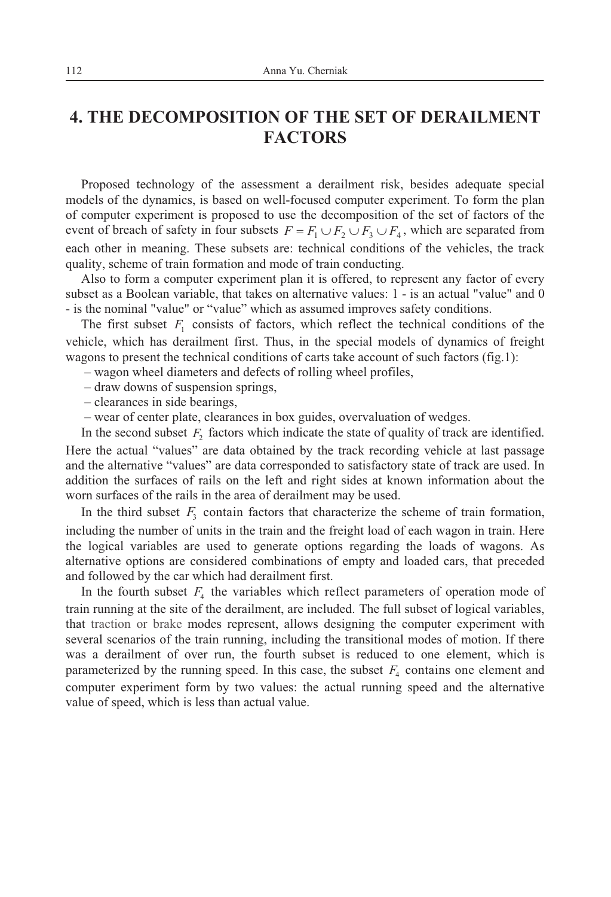# 4. THE DECOMPOSITION OF THE SET OF DERAILMENT FACTORS

Proposed technology of the assessment a derailment risk, besides adequate special models of the dynamics, is based on well-focused computer experiment. To form the plan of computer experiment is proposed to use the decomposition of the set of factors of the event of breach of safety in four subsets $F = F_1 \cup F_2 \cup F_3 \cup F_4$, which are separated from each other in meaning. These subsets are: technical conditions of the vehicles, the track quality, scheme of train formation and mode of train conducting.

Also to form a computer experiment plan it is offered, to represent any factor of every subset as a Boolean variable, that takes on alternative values: 1 - is an actual "value" and 0 - is the nominal "value" or "value" which as assumed improves safety conditions.

The first subset $F_1$ consists of factors, which reflect the technical conditions of the vehicle, which has derailment first. Thus, in the special models of dynamics of freight wagons to present the technical conditions of carts take account of such factors (fig.1):

- wagon wheel diameters and defects of rolling wheel profiles,
- draw downs of suspension springs,
- clearances in side bearings,
- wear of center plate, clearances in box guides, overvaluation of wedges.

In the second subset $F_2$ factors which indicate the state of quality of track are identified. Here the actual "values" are data obtained by the track recording vehicle at last passage and the alternative "values" are data corresponded to satisfactory state of track are used. In addition the surfaces of rails on the left and right sides at known information about the worn surfaces of the rails in the area of derailment may be used.

In the third subset $F_3$ contain factors that characterize the scheme of train formation, including the number of units in the train and the freight load of each wagon in train. Here the logical variables are used to generate options regarding the loads of wagons. As alternative options are considered combinations of empty and loaded cars, that preceded and followed by the car which had derailment first.

In the fourth subset $F_4$ the variables which reflect parameters of operation mode of train running at the site of the derailment, are included. The full subset of logical variables, that traction or brake modes represent, allows designing the computer experiment with several scenarios of the train running, including the transitional modes of motion. If there was a derailment of over run, the fourth subset is reduced to one element, which is parameterized by the running speed. In this case, the subset $F_4$ contains one element and computer experiment form by two values: the actual running speed and the alternative value of speed, which is less than actual value.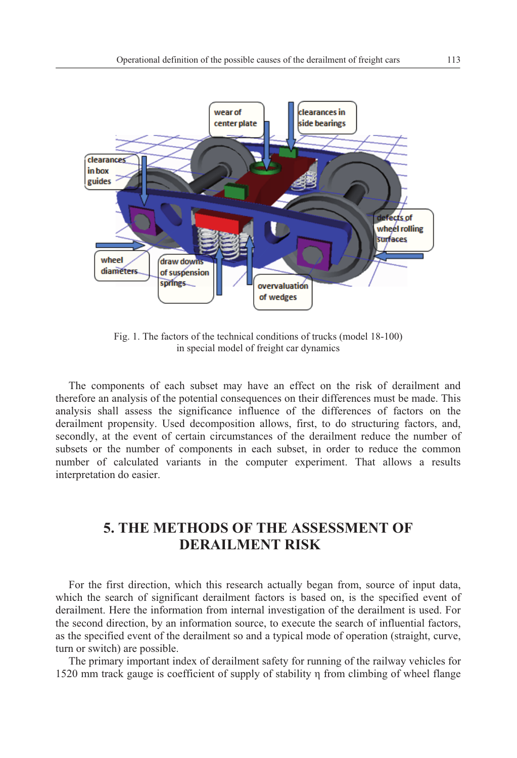Fig. 1. The factors of the technical conditions of trucks (model 18-100) in special model of freight car dynamics

The components of each subset may have an effect on the risk of derailment and therefore an analysis of the potential consequences on their differences must be made. This analysis shall assess the significance influence of the differences of factors on the derailment propensity. Used decomposition allows, first, to do structuring factors, and, secondly, at the event of certain circumstances of the derailment reduce the number of subsets or the number of components in each subset, in order to reduce the common number of calculated variants in the computer experiment. That allows a results interpretation do easier.

## 5. THE METHODS OF THE ASSESSMENT OF DERAILMENT RISK

For the first direction, which this research actually began from, source of input data, which the search of significant derailment factors is based on, is the specified event of derailment. Here the information from internal investigation of the derailment is used. For the second direction, by an information source, to execute the search of influential factors, as the specified event of the derailment so and a typical mode of operation (straight, curve, turn or switch) are possible.

The primary important index of derailment safety for running of the railway vehicles for 1520 mm track gauge is coefficient of supply of stability η from climbing of wheel flange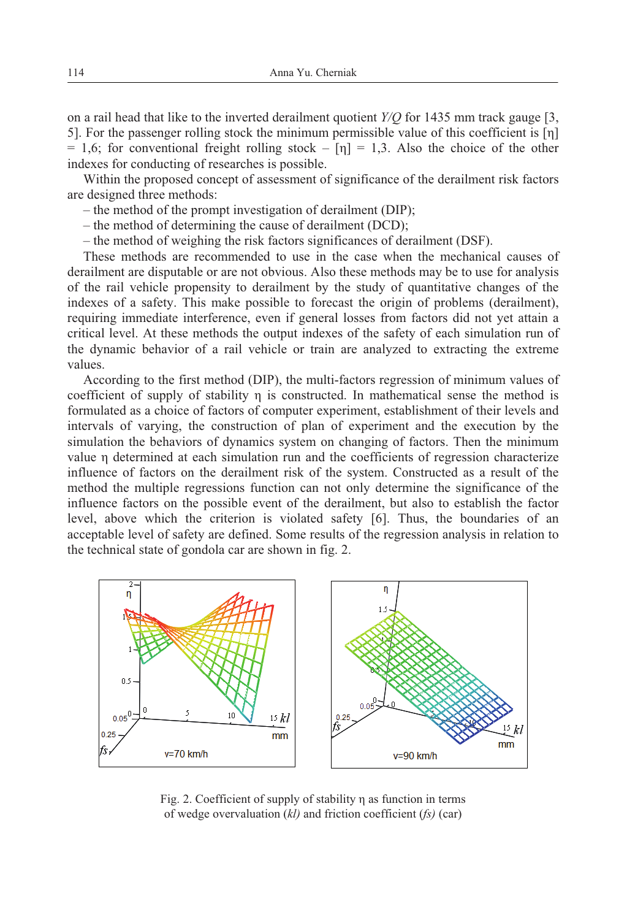on a rail head that like to the inverted derailment quotient *Y/Q* for 1435 mm track gauge [3, 5]. For the passenger rolling stock the minimum permissible value of this coefficient is [η] = 1,6; for conventional freight rolling stock – [η] = 1,3. Also the choice of the other indexes for conducting of researches is possible.

Within the proposed concept of assessment of significance of the derailment risk factors are designed three methods:

– the method of the prompt investigation of derailment (DIP);
– the method of determining the cause of derailment (DCD);
– the method of weighing the risk factors significances of derailment (DSF).

These methods are recommended to use in the case when the mechanical causes of derailment are disputable or are not obvious. Also these methods may be to use for analysis of the rail vehicle propensity to derailment by the study of quantitative changes of the indexes of a safety. This make possible to forecast the origin of problems (derailment), requiring immediate interference, even if general losses from factors did not yet attain a critical level. At these methods the output indexes of the safety of each simulation run of the dynamic behavior of a rail vehicle or train are analyzed to extracting the extreme values.

According to the first method (DIP), the multi-factors regression of minimum values of coefficient of supply of stability η is constructed. In mathematical sense the method is formulated as a choice of factors of computer experiment, establishment of their levels and intervals of varying, the construction of plan of experiment and the execution by the simulation the behaviors of dynamics system on changing of factors. Then the minimum value η determined at each simulation run and the coefficients of regression characterize influence of factors on the derailment risk of the system. Constructed as a result of the method the multiple regressions function can not only determine the significance of the influence factors on the possible event of the derailment, but also to establish the factor level, above which the criterion is violated safety [6]. Thus, the boundaries of an acceptable level of safety are defined. Some results of the regression analysis in relation to the technical state of gondola car are shown in fig. 2.

Fig. 2. Coefficient of supply of stability η as function in terms of wedge overvaluation (*kl)* and friction coefficient (*fs)* (car)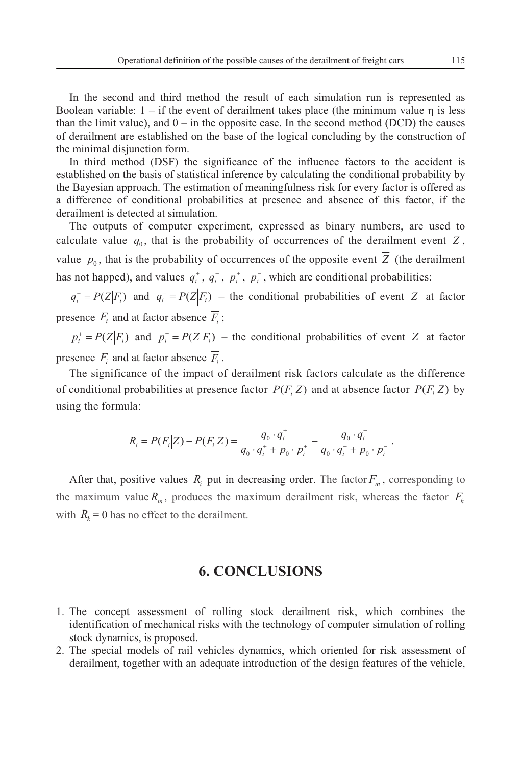In the second and third method the result of each simulation run is represented as Boolean variable: 1 – if the event of derailment takes place (the minimum value η is less than the limit value), and 0 – in the opposite case. In the second method (DCD) the causes of derailment are established on the base of the logical concluding by the construction of the minimal disjunction form.

In third method (DSF) the significance of the influence factors to the accident is established on the basis of statistical inference by calculating the conditional probability by the Bayesian approach. The estimation of meaningfulness risk for every factor is offered as a difference of conditional probabilities at presence and absence of this factor, if the derailment is detected at simulation.

The outputs of computer experiment, expressed as binary numbers, are used to calculate value $q_0$, that is the probability of occurrences of the derailment event $Z$, value $p_0$, that is the probability of occurrences of the opposite event $\overline{Z}$ (the derailment has not happed), and values $q_i^+$, $q_i^-$, $p_i^+$, $p_i^-$, which are conditional probabilities:

$q_i^+ = P(Z|F_i)$ and $q_i^- = P(Z|\overline{F_i})$ – the conditional probabilities of event $Z$ at factor presence $F_i$ and at factor absence $\overline{F_i}$;

$p_i^+ = P(\overline{Z}|F_i)$ and $p_i^- = P(\overline{Z}|\overline{F_i})$ – the conditional probabilities of event $\overline{Z}$ at factor presence $F_i$ and at factor absence $\overline{F_i}$.

The significance of the impact of derailment risk factors calculate as the difference of conditional probabilities at presence factor $P(F_i|Z)$ and at absence factor $P(\overline{F_i}|Z)$ by using the formula:

$$R_i = P(F_i|Z) - P(\overline{F_i}|Z) = \frac{q_0 \cdot q_i^+}{q_0 \cdot q_i^+ + p_0 \cdot p_i^+} - \frac{q_0 \cdot q_i^-}{q_0 \cdot q_i^- + p_0 \cdot p_i^-}.$$

After that, positive values $R_i$ put in decreasing order. The factor $F_m$, corresponding to the maximum value $R_m$, produces the maximum derailment risk, whereas the factor $F_k$ with $R_k = 0$ has no effect to the derailment.

## 6. CONCLUSIONS

1. The concept assessment of rolling stock derailment risk, which combines the identification of mechanical risks with the technology of computer simulation of rolling stock dynamics, is proposed.
2. The special models of rail vehicles dynamics, which oriented for risk assessment of derailment, together with an adequate introduction of the design features of the vehicle,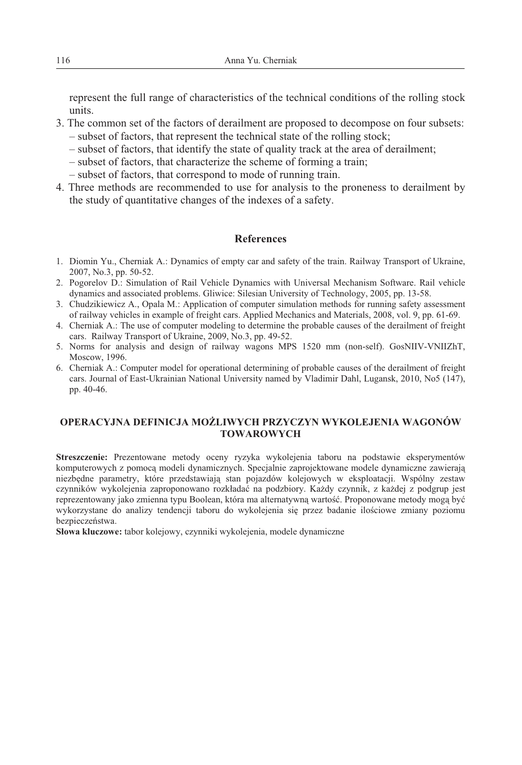represent the full range of characteristics of the technical conditions of the rolling stock units.

3. The common set of the factors of derailment are proposed to decompose on four subsets:
   – subset of factors, that represent the technical state of the rolling stock;
   – subset of factors, that identify the state of quality track at the area of derailment;
   – subset of factors, that characterize the scheme of forming a train;
   – subset of factors, that correspond to mode of running train.
4. Three methods are recommended to use for analysis to the proneness to derailment by the study of quantitative changes of the indexes of a safety.

## References

1. Diomin Yu., Cherniak A.: Dynamics of empty car and safety of the train. Railway Transport of Ukraine, 2007, No.3, pp. 50-52.
2. Pogorelov D.: Simulation of Rail Vehicle Dynamics with Universal Mechanism Software. Rail vehicle dynamics and associated problems. Gliwice: Silesian University of Technology, 2005, pp. 13-58.
3. Chudzikiewicz A., Opala M.: Application of computer simulation methods for running safety assessment of railway vehicles in example of freight cars. Applied Mechanics and Materials, 2008, vol. 9, pp. 61-69.
4. Cherniak A.: The use of computer modeling to determine the probable causes of the derailment of freight cars. Railway Transport of Ukraine, 2009, No.3, pp. 49-52.
5. Norms for analysis and design of railway wagons MPS 1520 mm (non-self). GosNIIV-VNIIZhT, Moscow, 1996.
6. Cherniak A.: Computer model for operational determining of probable causes of the derailment of freight cars. Journal of East-Ukrainian National University named by Vladimir Dahl, Lugansk, 2010, No5 (147), pp. 40-46.

## OPERACYJNA DEFINICJA MOŻLIWYCH PRZYCZYN WYKOLEJENIA WAGONÓW TOWAROWYCH

**Streszczenie:** Prezentowane metody oceny ryzyka wykolejenia taboru na podstawie eksperymentów komputerowych z pomocą modeli dynamicznych. Specjalnie zaprojektowane modele dynamiczne zawierają niezbędne parametry, które przedstawiają stan pojazdów kolejowych w eksploatacji. Wspólny zestaw czynników wykolejenia zaproponowano rozkładać na podzbiory. Każdy czynnik, z każdej z podgrup jest reprezentowany jako zmienna typu Boolean, która ma alternatywną wartość. Proponowane metody mogą być wykorzystane do analizy tendencji taboru do wykolejenia się przez badanie ilościowe zmiany poziomu bezpieczeństwa.

**Słowa kluczowe:** tabor kolejowy, czynniki wykolejenia, modele dynamiczne